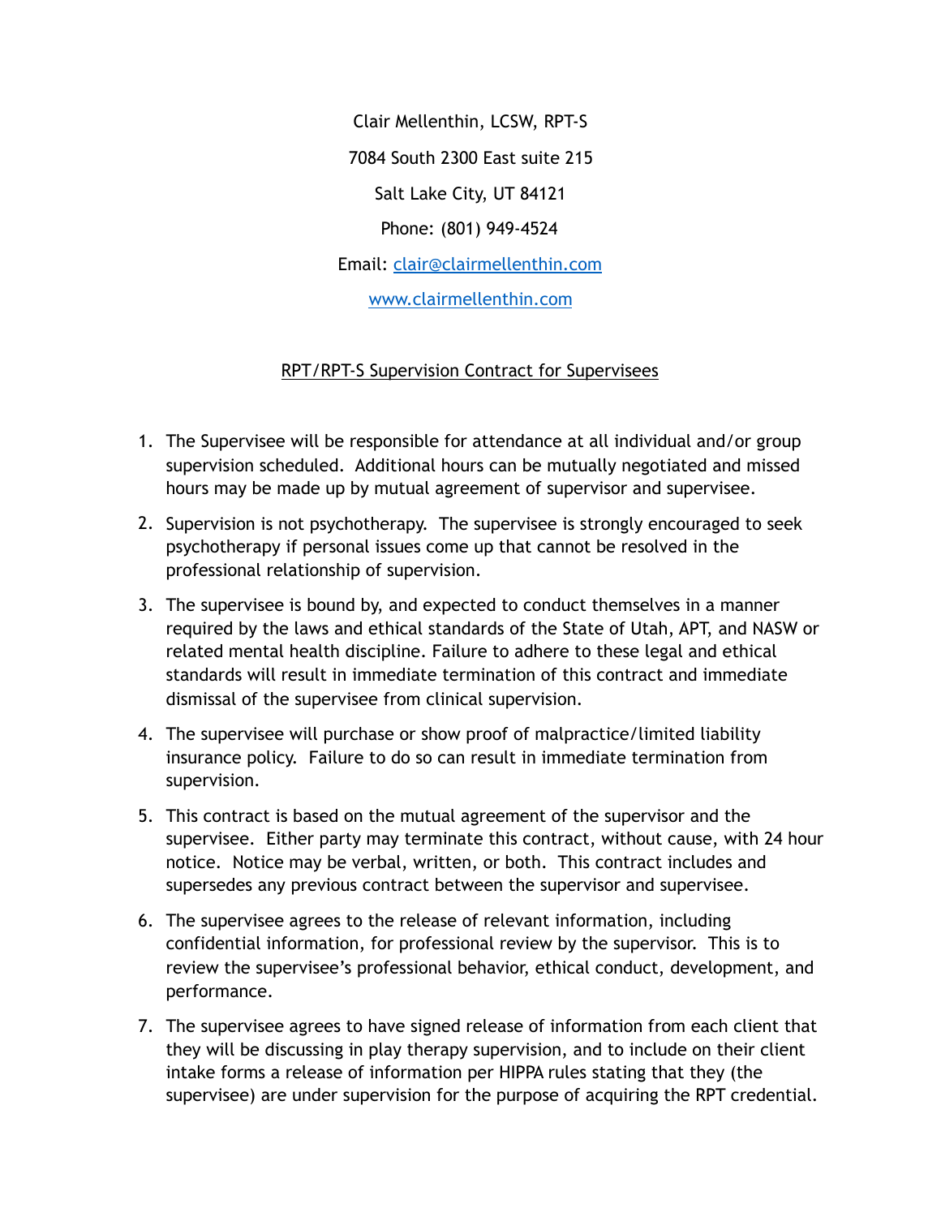Clair Mellenthin, LCSW, RPT-S

7084 South 2300 East suite 215

Salt Lake City, UT 84121

Phone: (801) 949-4524

Email: clair@clairmellenthin.com

www.clairmellenthin.com

RPT/RPT-S Supervision Contract for Supervisees

1. The Supervisee will be responsible for attendance at all individual and/or group supervision scheduled. Additional hours can be mutually negotiated and missed hours may be made up by mutual agreement of supervisor and supervisee.
2. Supervision is not psychotherapy. The supervisee is strongly encouraged to seek psychotherapy if personal issues come up that cannot be resolved in the professional relationship of supervision.
3. The supervisee is bound by, and expected to conduct themselves in a manner required by the laws and ethical standards of the State of Utah, APT, and NASW or related mental health discipline. Failure to adhere to these legal and ethical standards will result in immediate termination of this contract and immediate dismissal of the supervisee from clinical supervision.
4. The supervisee will purchase or show proof of malpractice/limited liability insurance policy. Failure to do so can result in immediate termination from supervision.
5. This contract is based on the mutual agreement of the supervisor and the supervisee. Either party may terminate this contract, without cause, with 24 hour notice. Notice may be verbal, written, or both. This contract includes and supersedes any previous contract between the supervisor and supervisee.
6. The supervisee agrees to the release of relevant information, including confidential information, for professional review by the supervisor. This is to review the supervisee's professional behavior, ethical conduct, development, and performance.
7. The supervisee agrees to have signed release of information from each client that they will be discussing in play therapy supervision, and to include on their client intake forms a release of information per HIPPA rules stating that they (the supervisee) are under supervision for the purpose of acquiring the RPT credential.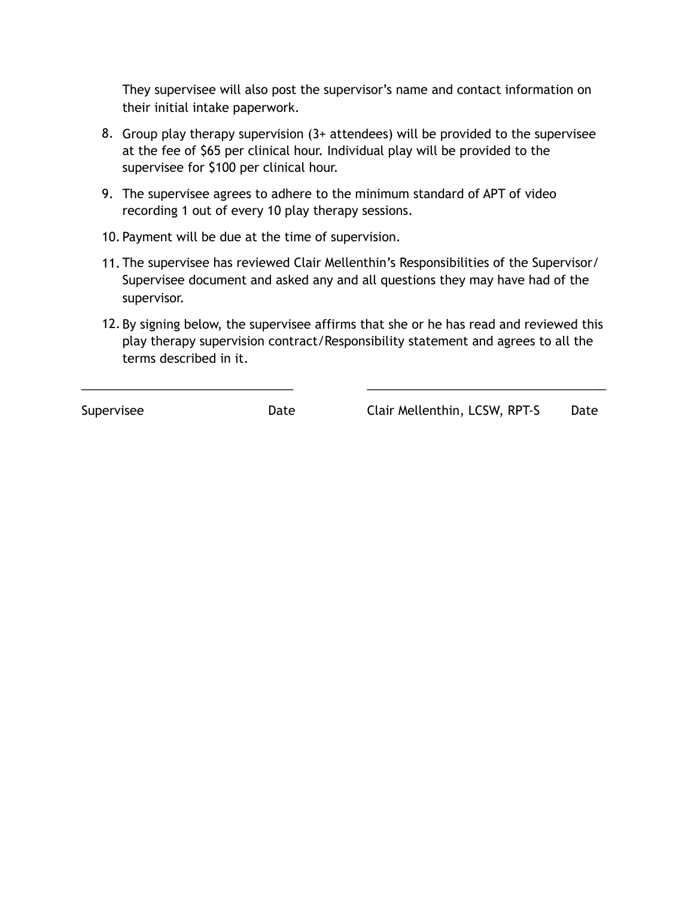They supervisee will also post the supervisor's name and contact information on their initial intake paperwork.

8. Group play therapy supervision (3+ attendees) will be provided to the supervisee at the fee of $65 per clinical hour. Individual play will be provided to the supervisee for $100 per clinical hour.
9. The supervisee agrees to adhere to the minimum standard of APT of video recording 1 out of every 10 play therapy sessions.
10. Payment will be due at the time of supervision.
11. The supervisee has reviewed Clair Mellenthin's Responsibilities of the Supervisor/ Supervisee document and asked any and all questions they may have had of the supervisor.
12. By signing below, the supervisee affirms that she or he has read and reviewed this play therapy supervision contract/Responsibility statement and agrees to all the terms described in it.

_______________________________ &nbsp;&nbsp;&nbsp;&nbsp;&nbsp;&nbsp;&nbsp;&nbsp; ___________________________________

Supervisee &nbsp;&nbsp;&nbsp;&nbsp;&nbsp;&nbsp;&nbsp;&nbsp;&nbsp;&nbsp;&nbsp;&nbsp;&nbsp;&nbsp;&nbsp; Date &nbsp;&nbsp;&nbsp;&nbsp;&nbsp;&nbsp;&nbsp;&nbsp;&nbsp;&nbsp; Clair Mellenthin, LCSW, RPT-S &nbsp;&nbsp;&nbsp;&nbsp;&nbsp; Date